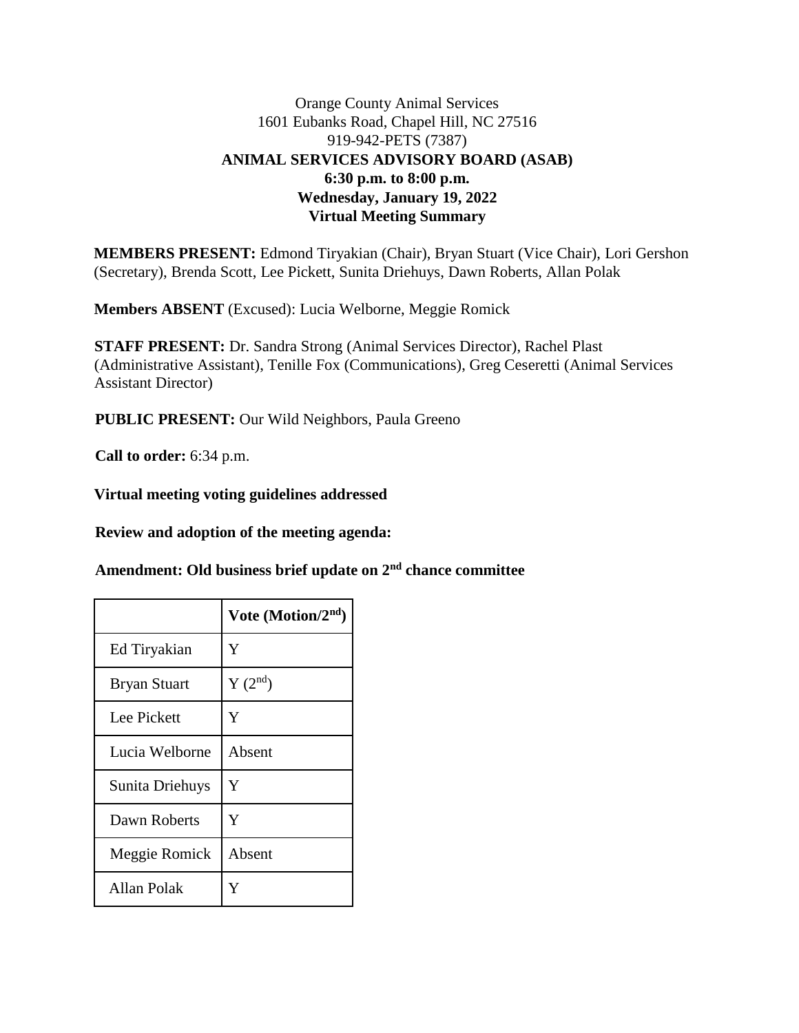Orange County Animal Services
1601 Eubanks Road, Chapel Hill, NC 27516
919-942-PETS (7387)

**ANIMAL SERVICES ADVISORY BOARD (ASAB)**
**6:30 p.m. to 8:00 p.m.**
**Wednesday, January 19, 2022**
**Virtual Meeting Summary**

**MEMBERS PRESENT:** Edmond Tiryakian (Chair), Bryan Stuart (Vice Chair), Lori Gershon (Secretary), Brenda Scott, Lee Pickett, Sunita Driehuys, Dawn Roberts, Allan Polak

**Members ABSENT** (Excused): Lucia Welborne, Meggie Romick

**STAFF PRESENT:** Dr. Sandra Strong (Animal Services Director), Rachel Plast (Administrative Assistant), Tenille Fox (Communications), Greg Ceseretti (Animal Services Assistant Director)

**PUBLIC PRESENT:** Our Wild Neighbors, Paula Greeno

**Call to order:** 6:34 p.m.

**Virtual meeting voting guidelines addressed**

**Review and adoption of the meeting agenda:**

**Amendment: Old business brief update on 2nd chance committee**

| | Vote (Motion/2nd) |
|---|---|
| Ed Tiryakian | Y |
| Bryan Stuart | Y (2nd) |
| Lee Pickett | Y |
| Lucia Welborne | Absent |
| Sunita Driehuys | Y |
| Dawn Roberts | Y |
| Meggie Romick | Absent |
| Allan Polak | Y |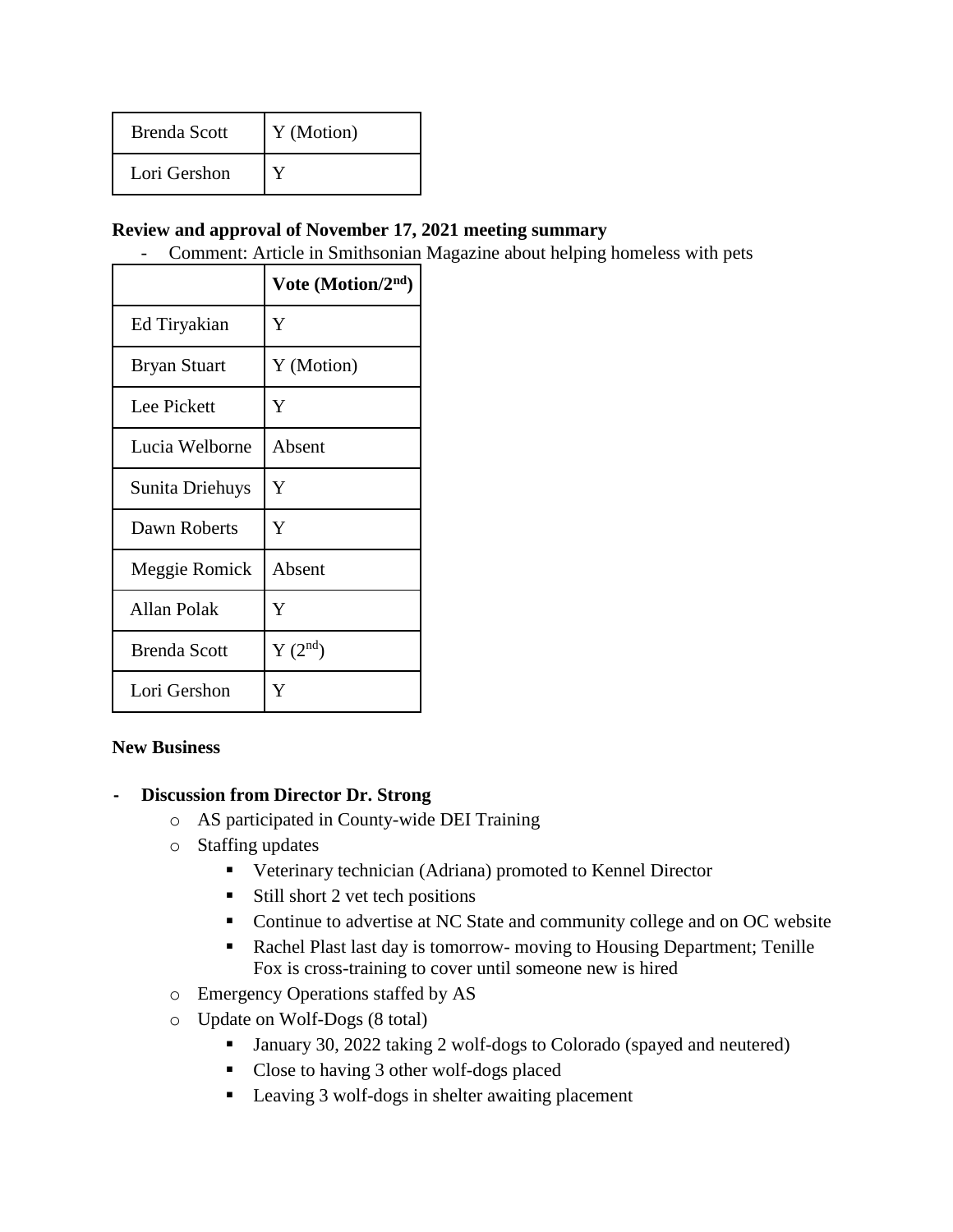| Brenda Scott | Y (Motion) |
|---|---|
| Lori Gershon | Y |

**Review and approval of November 17, 2021 meeting summary**

- Comment: Article in Smithsonian Magazine about helping homeless with pets

| | Vote (Motion/2nd) |
|---|---|
| Ed Tiryakian | Y |
| Bryan Stuart | Y (Motion) |
| Lee Pickett | Y |
| Lucia Welborne | Absent |
| Sunita Driehuys | Y |
| Dawn Roberts | Y |
| Meggie Romick | Absent |
| Allan Polak | Y |
| Brenda Scott | Y (2nd) |
| Lori Gershon | Y |

**New Business**

- **Discussion from Director Dr. Strong**
  - AS participated in County-wide DEI Training
  - Staffing updates
    - Veterinary technician (Adriana) promoted to Kennel Director
    - Still short 2 vet tech positions
    - Continue to advertise at NC State and community college and on OC website
    - Rachel Plast last day is tomorrow- moving to Housing Department; Tenille Fox is cross-training to cover until someone new is hired
  - Emergency Operations staffed by AS
  - Update on Wolf-Dogs (8 total)
    - January 30, 2022 taking 2 wolf-dogs to Colorado (spayed and neutered)
    - Close to having 3 other wolf-dogs placed
    - Leaving 3 wolf-dogs in shelter awaiting placement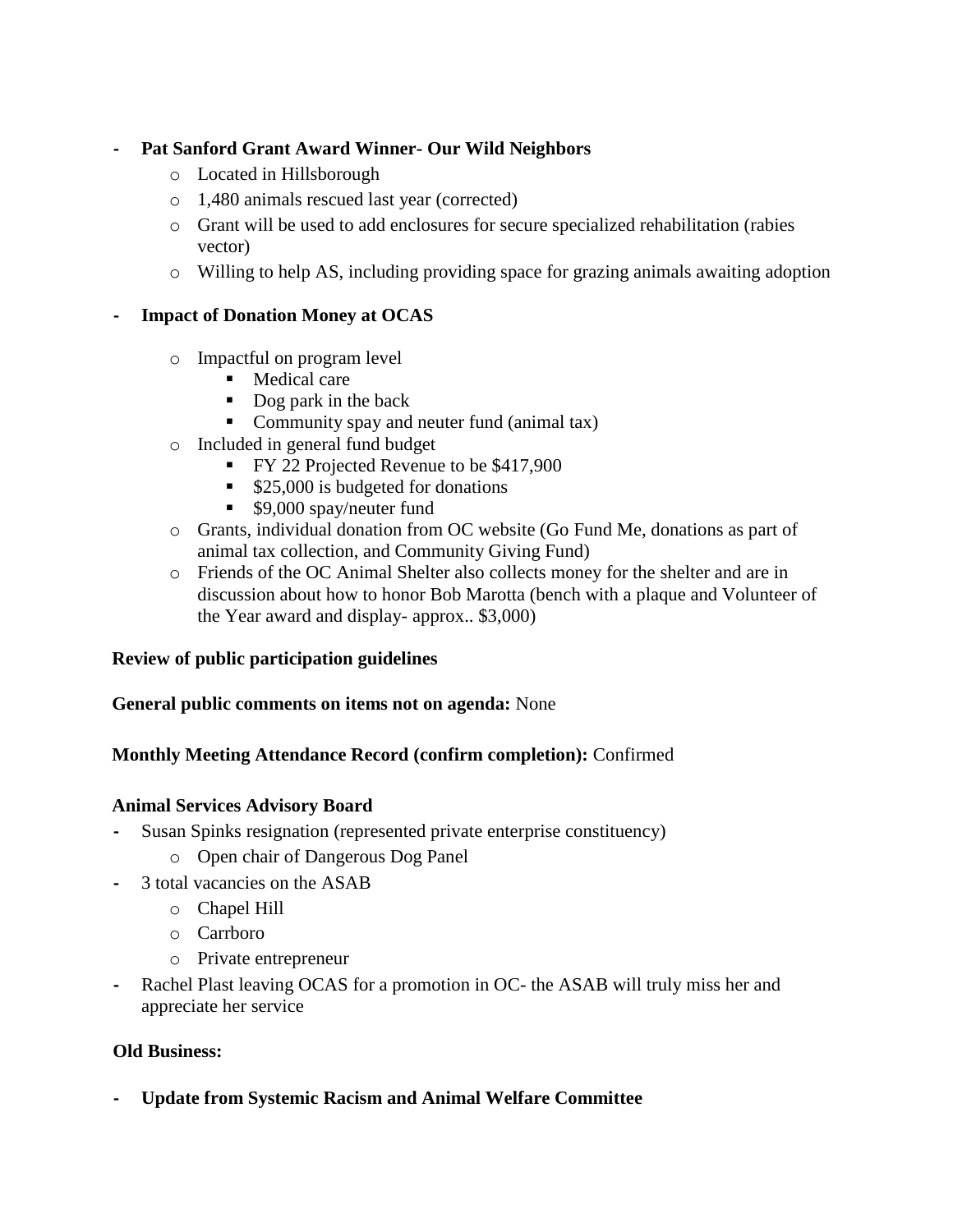- **Pat Sanford Grant Award Winner- Our Wild Neighbors**
  - Located in Hillsborough
  - 1,480 animals rescued last year (corrected)
  - Grant will be used to add enclosures for secure specialized rehabilitation (rabies vector)
  - Willing to help AS, including providing space for grazing animals awaiting adoption

- **Impact of Donation Money at OCAS**
  - Impactful on program level
    - Medical care
    - Dog park in the back
    - Community spay and neuter fund (animal tax)
  - Included in general fund budget
    - FY 22 Projected Revenue to be $417,900
    - $25,000 is budgeted for donations
    - $9,000 spay/neuter fund
  - Grants, individual donation from OC website (Go Fund Me, donations as part of animal tax collection, and Community Giving Fund)
  - Friends of the OC Animal Shelter also collects money for the shelter and are in discussion about how to honor Bob Marotta (bench with a plaque and Volunteer of the Year award and display- approx.. $3,000)

**Review of public participation guidelines**

**General public comments on items not on agenda:** None

**Monthly Meeting Attendance Record (confirm completion):** Confirmed

**Animal Services Advisory Board**

- Susan Spinks resignation (represented private enterprise constituency)
  - Open chair of Dangerous Dog Panel
- 3 total vacancies on the ASAB
  - Chapel Hill
  - Carrboro
  - Private entrepreneur
- Rachel Plast leaving OCAS for a promotion in OC- the ASAB will truly miss her and appreciate her service

**Old Business:**

- **Update from Systemic Racism and Animal Welfare Committee**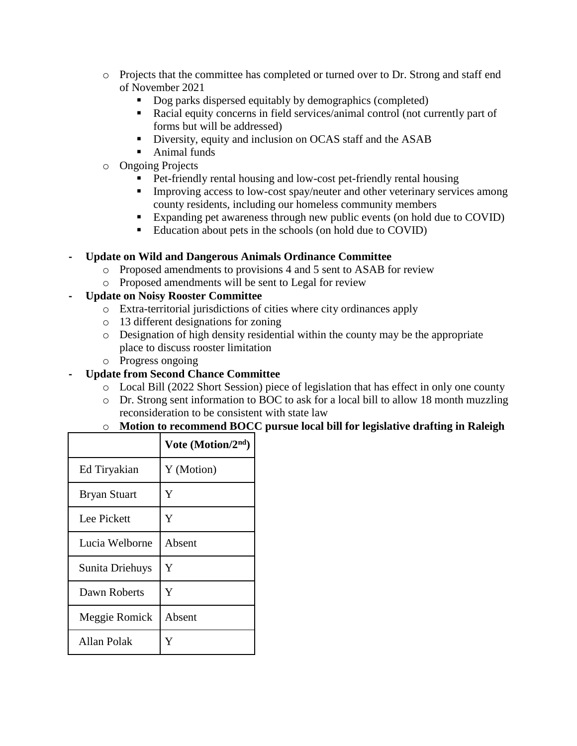- Projects that the committee has completed or turned over to Dr. Strong and staff end of November 2021
  - Dog parks dispersed equitably by demographics (completed)
  - Racial equity concerns in field services/animal control (not currently part of forms but will be addressed)
  - Diversity, equity and inclusion on OCAS staff and the ASAB
  - Animal funds
- Ongoing Projects
  - Pet-friendly rental housing and low-cost pet-friendly rental housing
  - Improving access to low-cost spay/neuter and other veterinary services among county residents, including our homeless community members
  - Expanding pet awareness through new public events (on hold due to COVID)
  - Education about pets in the schools (on hold due to COVID)

- **Update on Wild and Dangerous Animals Ordinance Committee**
  - Proposed amendments to provisions 4 and 5 sent to ASAB for review
  - Proposed amendments will be sent to Legal for review
- **Update on Noisy Rooster Committee**
  - Extra-territorial jurisdictions of cities where city ordinances apply
  - 13 different designations for zoning
  - Designation of high density residential within the county may be the appropriate place to discuss rooster limitation
  - Progress ongoing
- **Update from Second Chance Committee**
  - Local Bill (2022 Short Session) piece of legislation that has effect in only one county
  - Dr. Strong sent information to BOC to ask for a local bill to allow 18 month muzzling reconsideration to be consistent with state law
  - **Motion to recommend BOCC pursue local bill for legislative drafting in Raleigh**

| | Vote (Motion/2nd) |
|---|---|
| Ed Tiryakian | Y (Motion) |
| Bryan Stuart | Y |
| Lee Pickett | Y |
| Lucia Welborne | Absent |
| Sunita Driehuys | Y |
| Dawn Roberts | Y |
| Meggie Romick | Absent |
| Allan Polak | Y |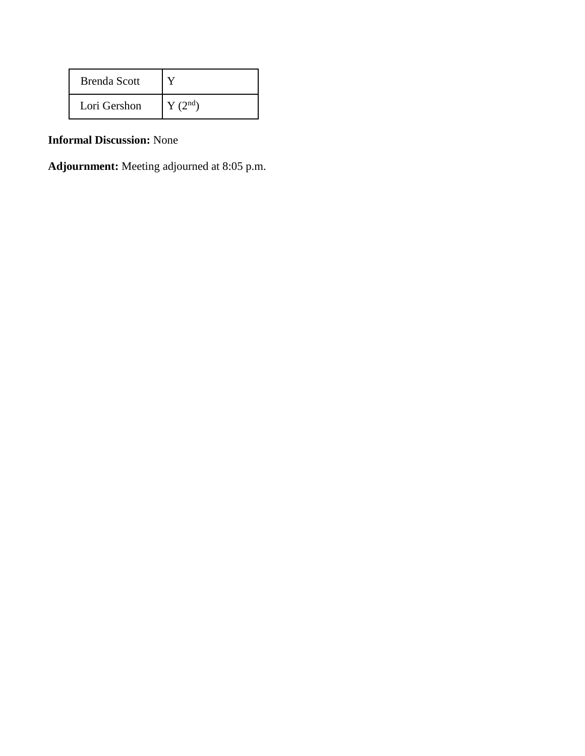| | |
|---|---|
| Brenda Scott | Y |
| Lori Gershon | Y (2nd) |

**Informal Discussion:** None

**Adjournment:** Meeting adjourned at 8:05 p.m.